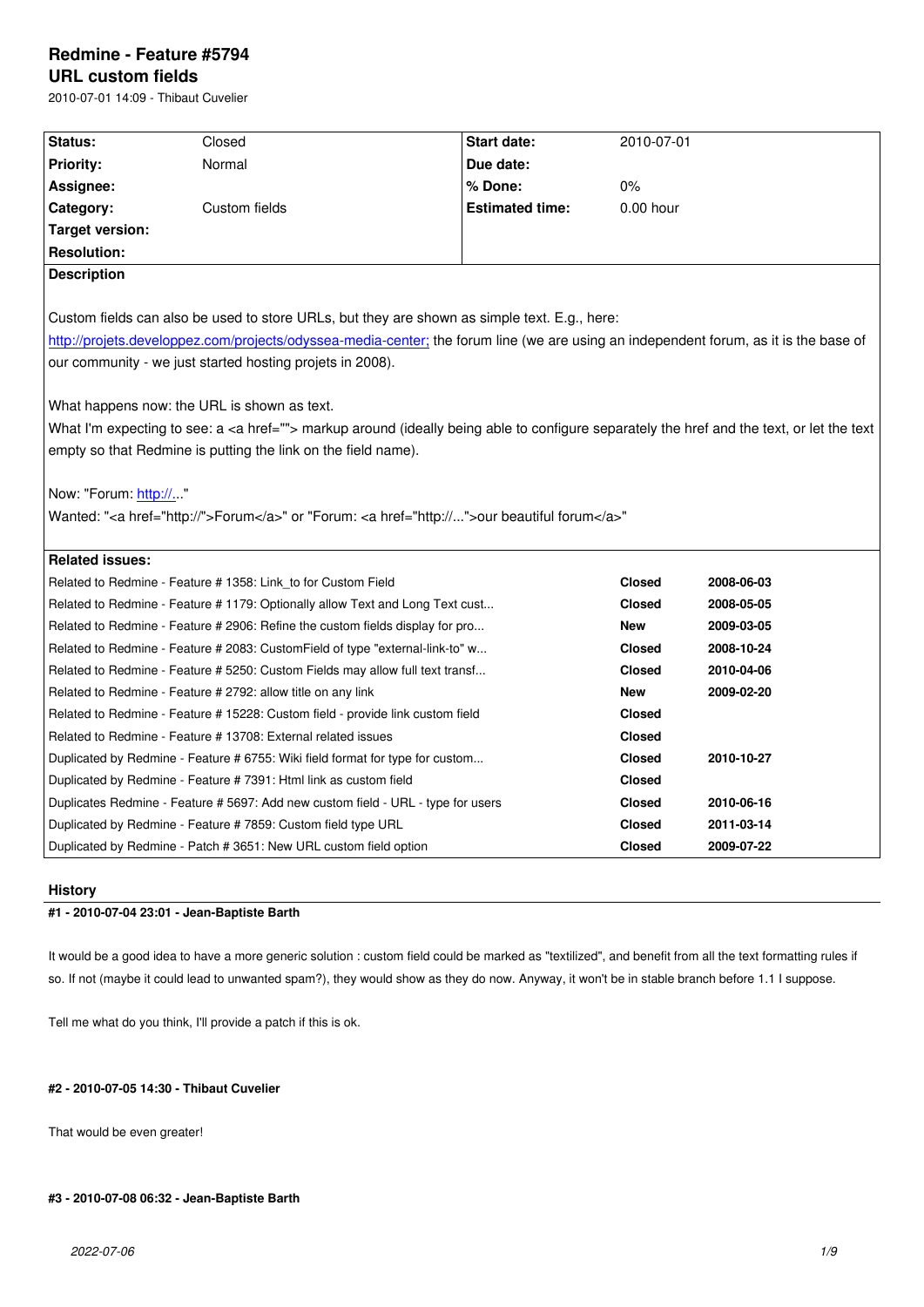# Redmine - Feature #5794

## URL custom fields

2010-07-01 14:09 - Thibaut Cuvelier

| Status: | Closed | Start date: | 2010-07-01 |
| --- | --- | --- | --- |
| Priority: | Normal | Due date: | |
| Assignee: | | % Done: | 0% |
| Category: | Custom fields | Estimated time: | 0.00 hour |
| Target version: | | | |
| Resolution: | | | |

**Description**

Custom fields can also be used to store URLs, but they are shown as simple text. E.g., here: http://projets.developpez.com/projects/odyssea-media-center; the forum line (we are using an independent forum, as it is the base of our community - we just started hosting projets in 2008).

What happens now: the URL is shown as text.
What I'm expecting to see: a <a href=""> markup around (ideally being able to configure separately the href and the text, or let the text empty so that Redmine is putting the link on the field name).

Now: "Forum: http://..."
Wanted: "<a href="http://">Forum</a>" or "Forum: <a href="http://...">our beautiful forum</a>"

**Related issues:**

| | | |
| --- | --- | --- |
| Related to Redmine - Feature # 1358: Link_to for Custom Field | **Closed** | **2008-06-03** |
| Related to Redmine - Feature # 1179: Optionally allow Text and Long Text cust... | **Closed** | **2008-05-05** |
| Related to Redmine - Feature # 2906: Refine the custom fields display for pro... | **New** | **2009-03-05** |
| Related to Redmine - Feature # 2083: CustomField of type "external-link-to" w... | **Closed** | **2008-10-24** |
| Related to Redmine - Feature # 5250: Custom Fields may allow full text transf... | **Closed** | **2010-04-06** |
| Related to Redmine - Feature # 2792: allow title on any link | **New** | **2009-02-20** |
| Related to Redmine - Feature # 15228: Custom field - provide link custom field | **Closed** | |
| Related to Redmine - Feature # 13708: External related issues | **Closed** | |
| Duplicated by Redmine - Feature # 6755: Wiki field format for type for custom... | **Closed** | **2010-10-27** |
| Duplicated by Redmine - Feature # 7391: Html link as custom field | **Closed** | |
| Duplicates Redmine - Feature # 5697: Add new custom field - URL - type for users | **Closed** | **2010-06-16** |
| Duplicated by Redmine - Feature # 7859: Custom field type URL | **Closed** | **2011-03-14** |
| Duplicated by Redmine - Patch # 3651: New URL custom field option | **Closed** | **2009-07-22** |

## History

#### #1 - 2010-07-04 23:01 - Jean-Baptiste Barth

It would be a good idea to have a more generic solution : custom field could be marked as "textilized", and benefit from all the text formatting rules if so. If not (maybe it could lead to unwanted spam?), they would show as they do now. Anyway, it won't be in stable branch before 1.1 I suppose.

Tell me what do you think, I'll provide a patch if this is ok.

#### #2 - 2010-07-05 14:30 - Thibaut Cuvelier

That would be even greater!

#### #3 - 2010-07-08 06:32 - Jean-Baptiste Barth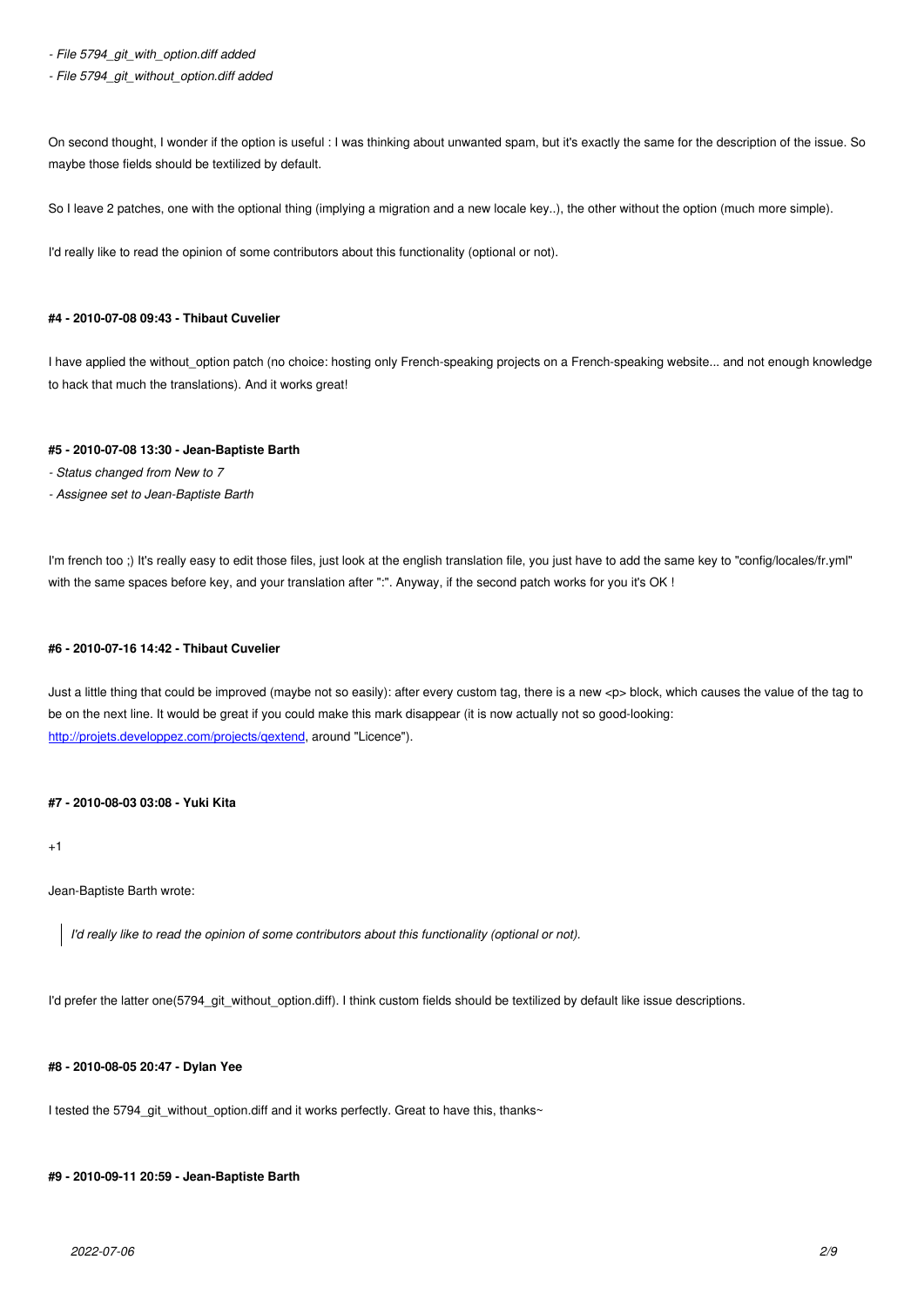*- File 5794_git_with_option.diff added*

*- File 5794_git_without_option.diff added*

On second thought, I wonder if the option is useful : I was thinking about unwanted spam, but it's exactly the same for the description of the issue. So maybe those fields should be textilized by default.

So I leave 2 patches, one with the optional thing (implying a migration and a new locale key..), the other without the option (much more simple).

I'd really like to read the opinion of some contributors about this functionality (optional or not).

#### #4 - 2010-07-08 09:43 - Thibaut Cuvelier

I have applied the without_option patch (no choice: hosting only French-speaking projects on a French-speaking website... and not enough knowledge to hack that much the translations). And it works great!

#### #5 - 2010-07-08 13:30 - Jean-Baptiste Barth

*- Status changed from New to 7*

*- Assignee set to Jean-Baptiste Barth*

I'm french too ;) It's really easy to edit those files, just look at the english translation file, you just have to add the same key to "config/locales/fr.yml" with the same spaces before key, and your translation after ":". Anyway, if the second patch works for you it's OK !

#### #6 - 2010-07-16 14:42 - Thibaut Cuvelier

Just a little thing that could be improved (maybe not so easily): after every custom tag, there is a new <p> block, which causes the value of the tag to be on the next line. It would be great if you could make this mark disappear (it is now actually not so good-looking: [http://projets.developpez.com/projects/qextend](http://projets.developpez.com/projects/qextend), around "Licence").

#### #7 - 2010-08-03 03:08 - Yuki Kita

+1

Jean-Baptiste Barth wrote:

> *I'd really like to read the opinion of some contributors about this functionality (optional or not).*

I'd prefer the latter one(5794_git_without_option.diff). I think custom fields should be textilized by default like issue descriptions.

#### #8 - 2010-08-05 20:47 - Dylan Yee

I tested the 5794_git_without_option.diff and it works perfectly. Great to have this, thanks~

#### #9 - 2010-09-11 20:59 - Jean-Baptiste Barth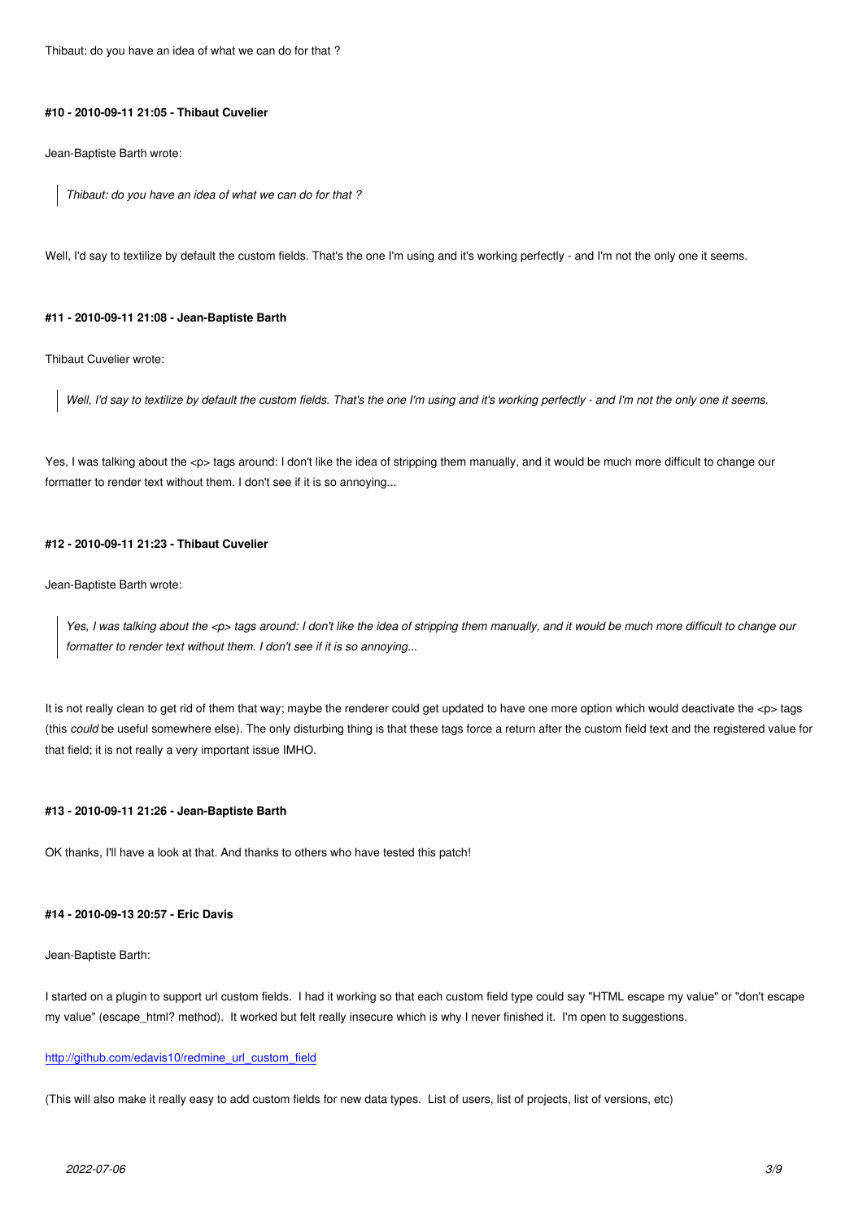Thibaut: do you have an idea of what we can do for that ?

#### #10 - 2010-09-11 21:05 - Thibaut Cuvelier

Jean-Baptiste Barth wrote:

> *Thibaut: do you have an idea of what we can do for that ?*

Well, I'd say to textilize by default the custom fields. That's the one I'm using and it's working perfectly - and I'm not the only one it seems.

#### #11 - 2010-09-11 21:08 - Jean-Baptiste Barth

Thibaut Cuvelier wrote:

> *Well, I'd say to textilize by default the custom fields. That's the one I'm using and it's working perfectly - and I'm not the only one it seems.*

Yes, I was talking about the <p> tags around: I don't like the idea of stripping them manually, and it would be much more difficult to change our formatter to render text without them. I don't see if it is so annoying...

#### #12 - 2010-09-11 21:23 - Thibaut Cuvelier

Jean-Baptiste Barth wrote:

> *Yes, I was talking about the <p> tags around: I don't like the idea of stripping them manually, and it would be much more difficult to change our formatter to render text without them. I don't see if it is so annoying...*

It is not really clean to get rid of them that way; maybe the renderer could get updated to have one more option which would deactivate the <p> tags (this *could* be useful somewhere else). The only disturbing thing is that these tags force a return after the custom field text and the registered value for that field; it is not really a very important issue IMHO.

#### #13 - 2010-09-11 21:26 - Jean-Baptiste Barth

OK thanks, I'll have a look at that. And thanks to others who have tested this patch!

#### #14 - 2010-09-13 20:57 - Eric Davis

Jean-Baptiste Barth:

I started on a plugin to support url custom fields. I had it working so that each custom field type could say "HTML escape my value" or "don't escape my value" (escape_html? method). It worked but felt really insecure which is why I never finished it. I'm open to suggestions.

[http://github.com/edavis10/redmine_url_custom_field](http://github.com/edavis10/redmine_url_custom_field)

(This will also make it really easy to add custom fields for new data types. List of users, list of projects, list of versions, etc)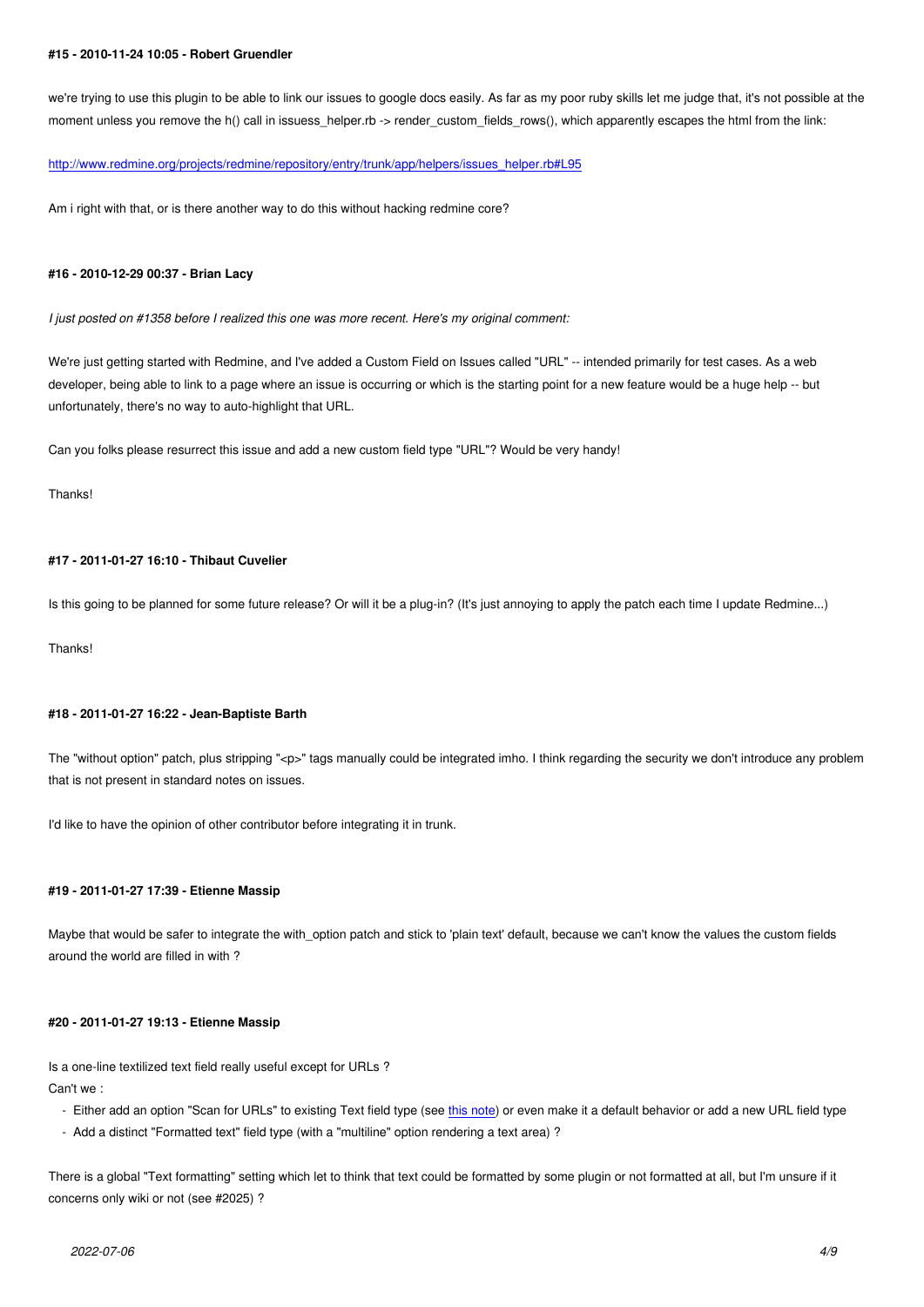#### #15 - 2010-11-24 10:05 - Robert Gruendler

we're trying to use this plugin to be able to link our issues to google docs easily. As far as my poor ruby skills let me judge that, it's not possible at the moment unless you remove the h() call in issuess_helper.rb -> render_custom_fields_rows(), which apparently escapes the html from the link:

[http://www.redmine.org/projects/redmine/repository/entry/trunk/app/helpers/issues_helper.rb#L95](http://www.redmine.org/projects/redmine/repository/entry/trunk/app/helpers/issues_helper.rb#L95)

Am i right with that, or is there another way to do this without hacking redmine core?

#### #16 - 2010-12-29 00:37 - Brian Lacy

*I just posted on #1358 before I realized this one was more recent. Here's my original comment:*

We're just getting started with Redmine, and I've added a Custom Field on Issues called "URL" -- intended primarily for test cases. As a web developer, being able to link to a page where an issue is occurring or which is the starting point for a new feature would be a huge help -- but unfortunately, there's no way to auto-highlight that URL.

Can you folks please resurrect this issue and add a new custom field type "URL"? Would be very handy!

Thanks!

#### #17 - 2011-01-27 16:10 - Thibaut Cuvelier

Is this going to be planned for some future release? Or will it be a plug-in? (It's just annoying to apply the patch each time I update Redmine...)

Thanks!

#### #18 - 2011-01-27 16:22 - Jean-Baptiste Barth

The "without option" patch, plus stripping "<p>" tags manually could be integrated imho. I think regarding the security we don't introduce any problem that is not present in standard notes on issues.

I'd like to have the opinion of other contributor before integrating it in trunk.

#### #19 - 2011-01-27 17:39 - Etienne Massip

Maybe that would be safer to integrate the with_option patch and stick to 'plain text' default, because we can't know the values the custom fields around the world are filled in with ?

#### #20 - 2011-01-27 19:13 - Etienne Massip

Is a one-line textilized text field really useful except for URLs ?
Can't we :

- Either add an option "Scan for URLs" to existing Text field type (see this note) or even make it a default behavior or add a new URL field type
- Add a distinct "Formatted text" field type (with a "multiline" option rendering a text area) ?

There is a global "Text formatting" setting which let to think that text could be formatted by some plugin or not formatted at all, but I'm unsure if it concerns only wiki or not (see #2025) ?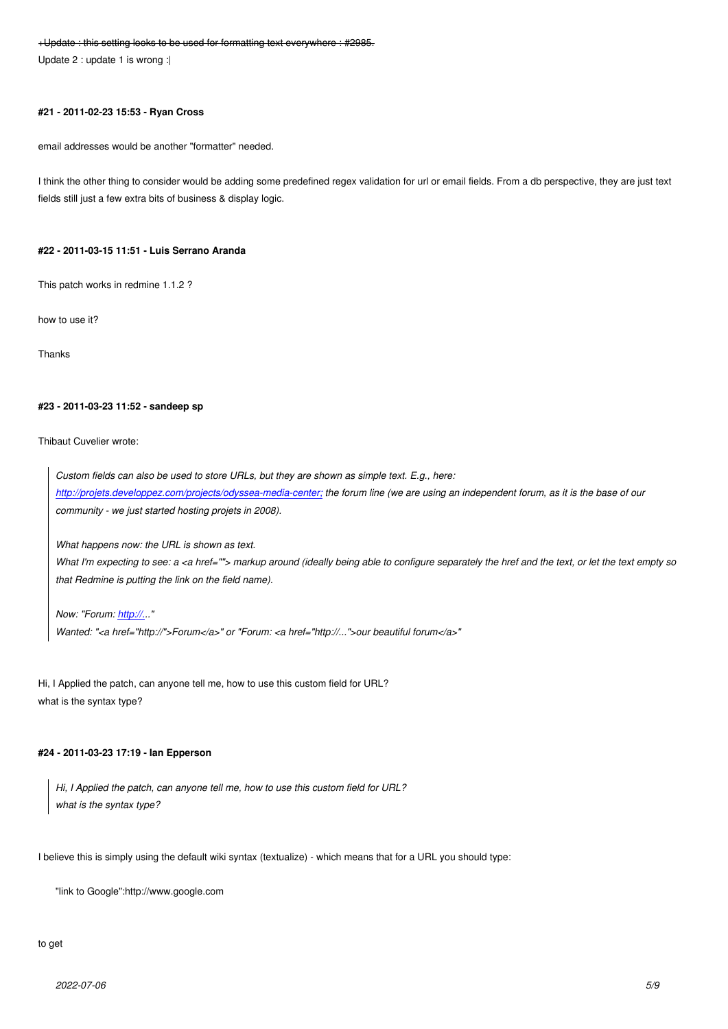~~+Update : this setting looks to be used for formatting text everywhere : #2985.~~

Update 2 : update 1 is wrong :|

#### #21 - 2011-02-23 15:53 - Ryan Cross

email addresses would be another "formatter" needed.

I think the other thing to consider would be adding some predefined regex validation for url or email fields. From a db perspective, they are just text fields still just a few extra bits of business & display logic.

#### #22 - 2011-03-15 11:51 - Luis Serrano Aranda

This patch works in redmine 1.1.2 ?

how to use it?

Thanks

#### #23 - 2011-03-23 11:52 - sandeep sp

Thibaut Cuvelier wrote:

> *Custom fields can also be used to store URLs, but they are shown as simple text. E.g., here: [http://projets.developpez.com/projects/odyssea-media-center;](http://projets.developpez.com/projects/odyssea-media-center;) the forum line (we are using an independent forum, as it is the base of our community - we just started hosting projets in 2008).*
>
> *What happens now: the URL is shown as text.*
> *What I'm expecting to see: a <a href=""> markup around (ideally being able to configure separately the href and the text, or let the text empty so that Redmine is putting the link on the field name).*
>
> *Now: "Forum: [http://](http://)..."*
> *Wanted: "<a href="http://">Forum</a>" or "Forum: <a href="http://...">our beautiful forum</a>"*

Hi, I Applied the patch, can anyone tell me, how to use this custom field for URL?
what is the syntax type?

#### #24 - 2011-03-23 17:19 - Ian Epperson

> *Hi, I Applied the patch, can anyone tell me, how to use this custom field for URL?*
> *what is the syntax type?*

I believe this is simply using the default wiki syntax (textualize) - which means that for a URL you should type:

```
"link to Google":http://www.google.com
```

to get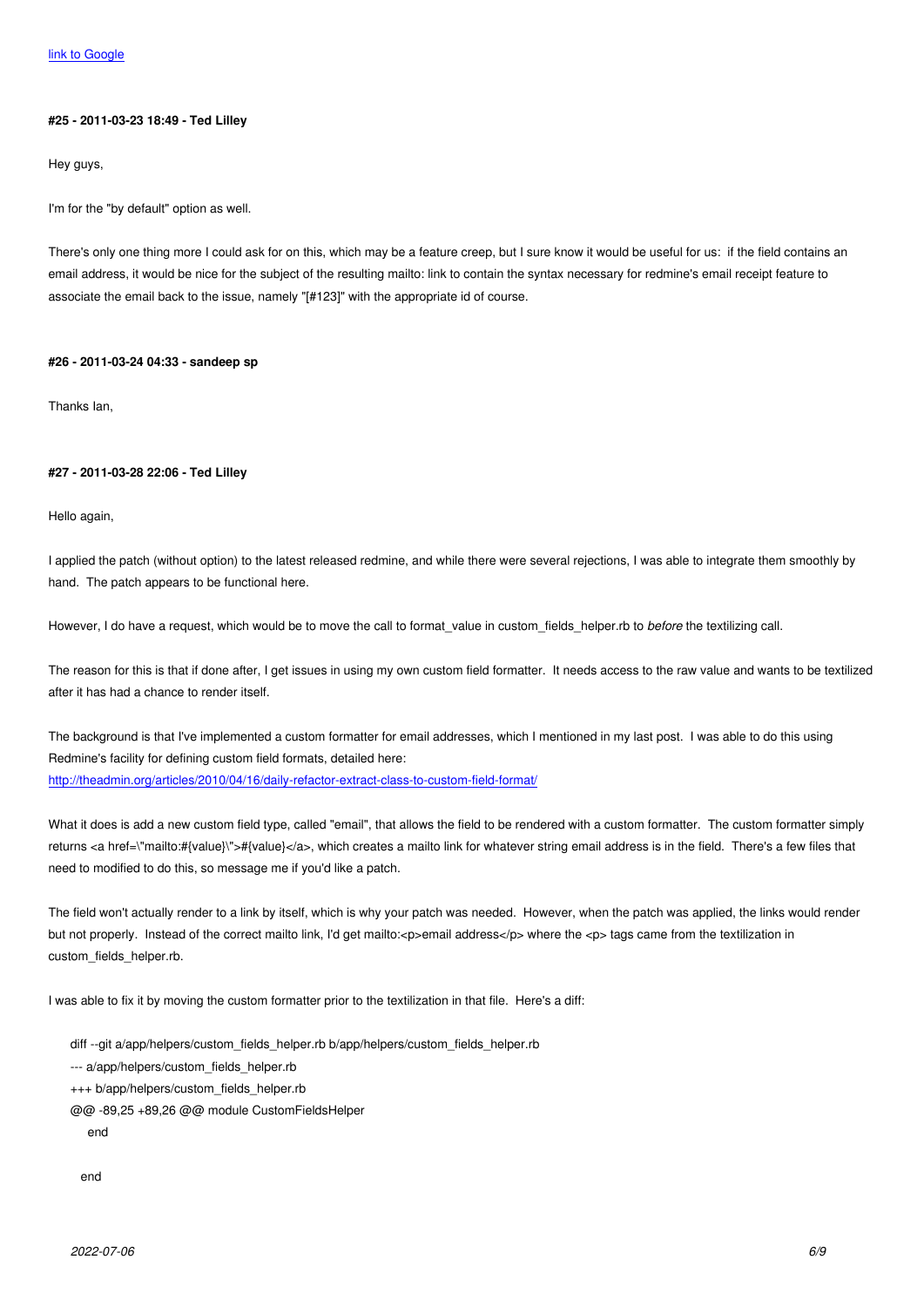[link to Google](#)

#### #25 - 2011-03-23 18:49 - Ted Lilley

Hey guys,

I'm for the "by default" option as well.

There's only one thing more I could ask for on this, which may be a feature creep, but I sure know it would be useful for us: if the field contains an email address, it would be nice for the subject of the resulting mailto: link to contain the syntax necessary for redmine's email receipt feature to associate the email back to the issue, namely "[#123]" with the appropriate id of course.

#### #26 - 2011-03-24 04:33 - sandeep sp

Thanks Ian,

#### #27 - 2011-03-28 22:06 - Ted Lilley

Hello again,

I applied the patch (without option) to the latest released redmine, and while there were several rejections, I was able to integrate them smoothly by hand. The patch appears to be functional here.

However, I do have a request, which would be to move the call to format_value in custom_fields_helper.rb to *before* the textilizing call.

The reason for this is that if done after, I get issues in using my own custom field formatter. It needs access to the raw value and wants to be textilized after it has had a chance to render itself.

The background is that I've implemented a custom formatter for email addresses, which I mentioned in my last post. I was able to do this using Redmine's facility for defining custom field formats, detailed here:
[http://theadmin.org/articles/2010/04/16/daily-refactor-extract-class-to-custom-field-format/](http://theadmin.org/articles/2010/04/16/daily-refactor-extract-class-to-custom-field-format/)

What it does is add a new custom field type, called "email", that allows the field to be rendered with a custom formatter. The custom formatter simply returns <a href=\"mailto:#{value}\">#{value}</a>, which creates a mailto link for whatever string email address is in the field. There's a few files that need to modified to do this, so message me if you'd like a patch.

The field won't actually render to a link by itself, which is why your patch was needed. However, when the patch was applied, the links would render but not properly. Instead of the correct mailto link, I'd get mailto:<p>email address</p> where the <p> tags came from the textilization in custom_fields_helper.rb.

I was able to fix it by moving the custom formatter prior to the textilization in that file. Here's a diff:

```
diff --git a/app/helpers/custom_fields_helper.rb b/app/helpers/custom_fields_helper.rb
--- a/app/helpers/custom_fields_helper.rb
+++ b/app/helpers/custom_fields_helper.rb
@@ -89,25 +89,26 @@ module CustomFieldsHelper
    end

  end
```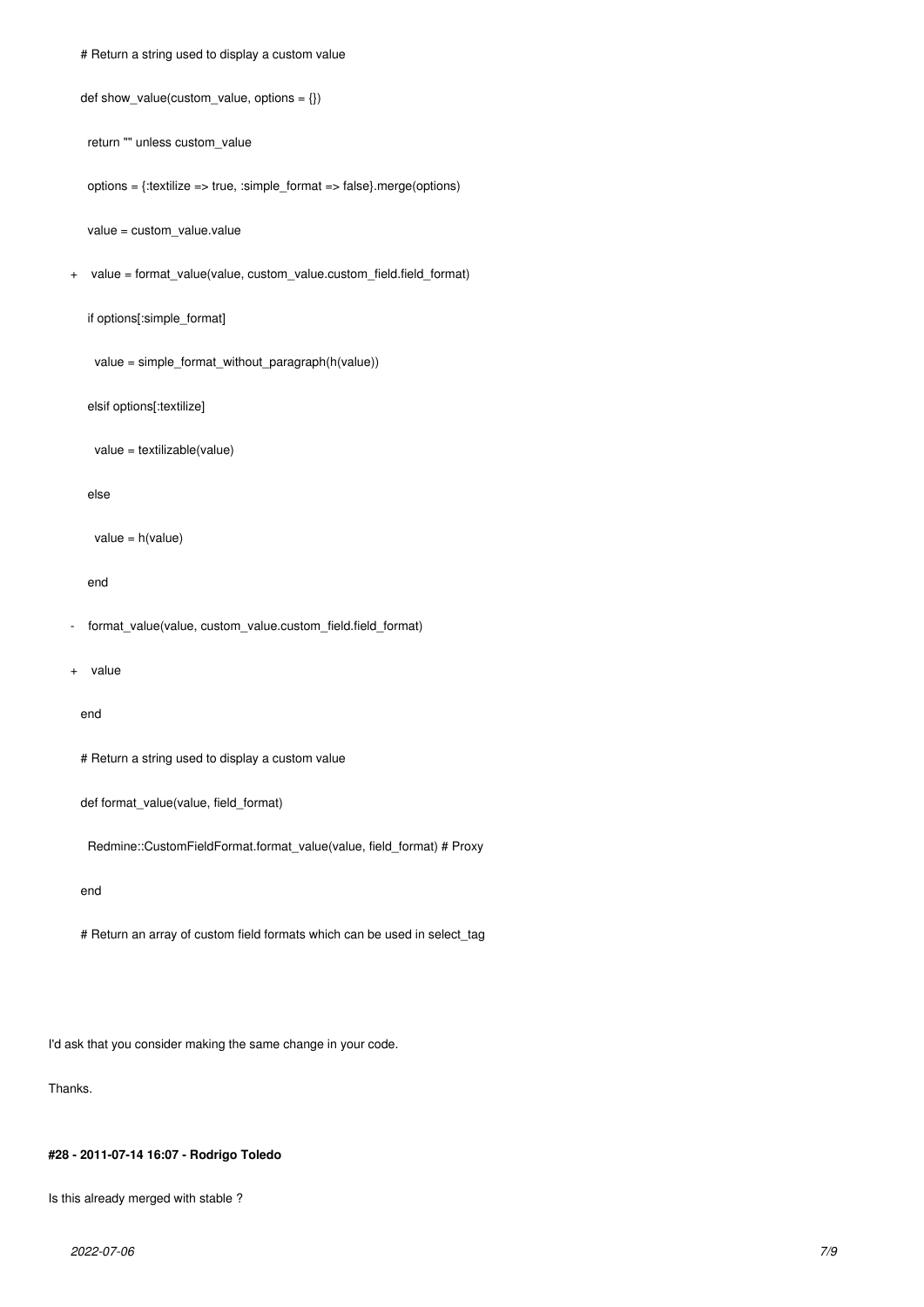```
    # Return a string used to display a custom value
    def show_value(custom_value, options = {})
      return "" unless custom_value
      options = {:textilize => true, :simple_format => false}.merge(options)
      value = custom_value.value
+     value = format_value(value, custom_value.custom_field.field_format)
      if options[:simple_format]
        value = simple_format_without_paragraph(h(value))
      elsif options[:textilize]
        value = textilizable(value)
      else
        value = h(value)
      end
-     format_value(value, custom_value.custom_field.field_format)
+     value
    end

    # Return a string used to display a custom value
    def format_value(value, field_format)
      Redmine::CustomFieldFormat.format_value(value, field_format) # Proxy
    end

    # Return an array of custom field formats which can be used in select_tag
```

I'd ask that you consider making the same change in your code.

Thanks.

#### #28 - 2011-07-14 16:07 - Rodrigo Toledo

Is this already merged with stable ?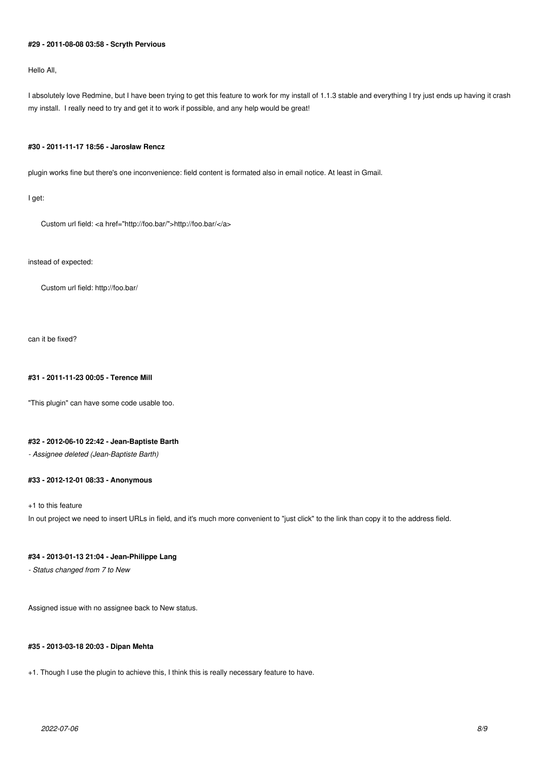#### #29 - 2011-08-08 03:58 - Scryth Pervious

Hello All,

I absolutely love Redmine, but I have been trying to get this feature to work for my install of 1.1.3 stable and everything I try just ends up having it crash my install. I really need to try and get it to work if possible, and any help would be great!

#### #30 - 2011-11-17 18:56 - Jarosław Rencz

plugin works fine but there's one inconvenience: field content is formated also in email notice. At least in Gmail.

I get:

```
Custom url field: <a href="http://foo.bar/">http://foo.bar/</a>
```

instead of expected:

```
Custom url field: http://foo.bar/
```

can it be fixed?

#### #31 - 2011-11-23 00:05 - Terence Mill

"This plugin" can have some code usable too.

#### #32 - 2012-06-10 22:42 - Jean-Baptiste Barth

*- Assignee deleted (Jean-Baptiste Barth)*

#### #33 - 2012-12-01 08:33 - Anonymous

+1 to this feature
In out project we need to insert URLs in field, and it's much more convenient to "just click" to the link than copy it to the address field.

#### #34 - 2013-01-13 21:04 - Jean-Philippe Lang

*- Status changed from 7 to New*

Assigned issue with no assignee back to New status.

#### #35 - 2013-03-18 20:03 - Dipan Mehta

+1. Though I use the plugin to achieve this, I think this is really necessary feature to have.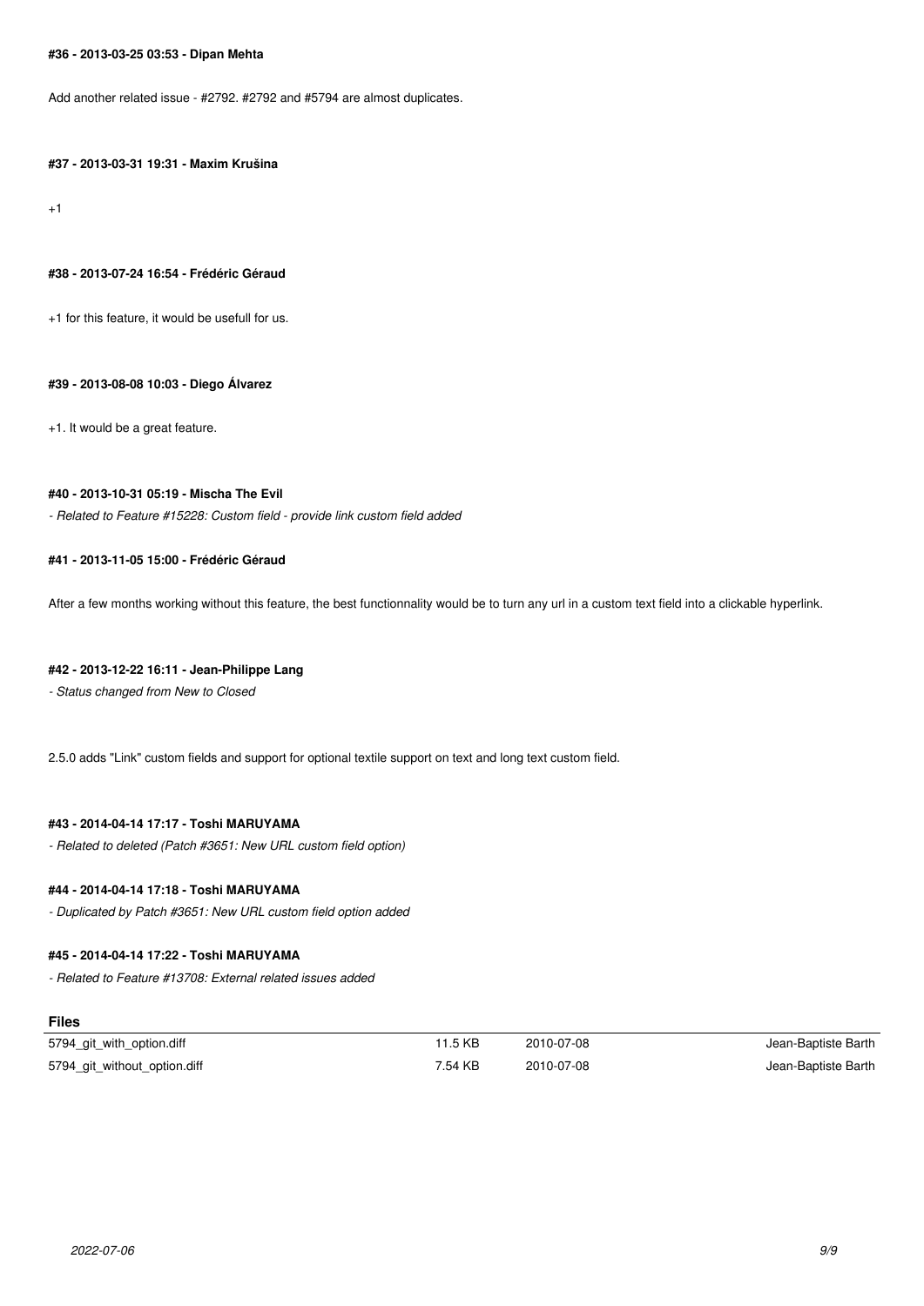#### #36 - 2013-03-25 03:53 - Dipan Mehta

Add another related issue - #2792. #2792 and #5794 are almost duplicates.

#### #37 - 2013-03-31 19:31 - Maxim Krušina

+1

#### #38 - 2013-07-24 16:54 - Frédéric Géraud

+1 for this feature, it would be usefull for us.

#### #39 - 2013-08-08 10:03 - Diego Álvarez

+1. It would be a great feature.

#### #40 - 2013-10-31 05:19 - Mischa The Evil

*- Related to Feature #15228: Custom field - provide link custom field added*

#### #41 - 2013-11-05 15:00 - Frédéric Géraud

After a few months working without this feature, the best functionnality would be to turn any url in a custom text field into a clickable hyperlink.

#### #42 - 2013-12-22 16:11 - Jean-Philippe Lang

*- Status changed from New to Closed*

2.5.0 adds "Link" custom fields and support for optional textile support on text and long text custom field.

#### #43 - 2014-04-14 17:17 - Toshi MARUYAMA

*- Related to deleted (Patch #3651: New URL custom field option)*

#### #44 - 2014-04-14 17:18 - Toshi MARUYAMA

*- Duplicated by Patch #3651: New URL custom field option added*

#### #45 - 2014-04-14 17:22 - Toshi MARUYAMA

*- Related to Feature #13708: External related issues added*

### Files

| | | | |
|---|---|---|---|
| 5794_git_with_option.diff | 11.5 KB | 2010-07-08 | Jean-Baptiste Barth |
| 5794_git_without_option.diff | 7.54 KB | 2010-07-08 | Jean-Baptiste Barth |